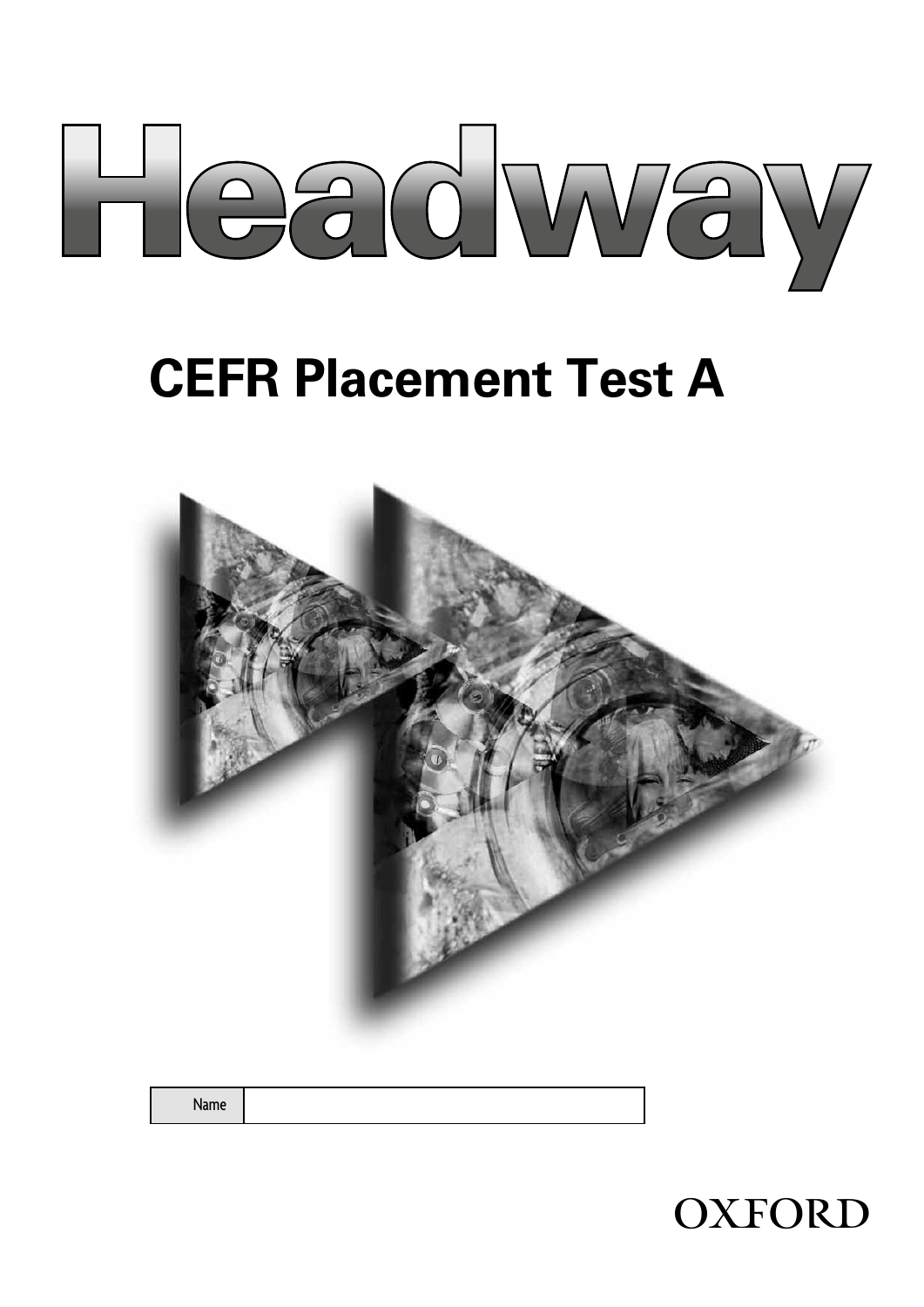# Headway

## CEFR Placement Test A

| Name | |
|---|---|

OXFORD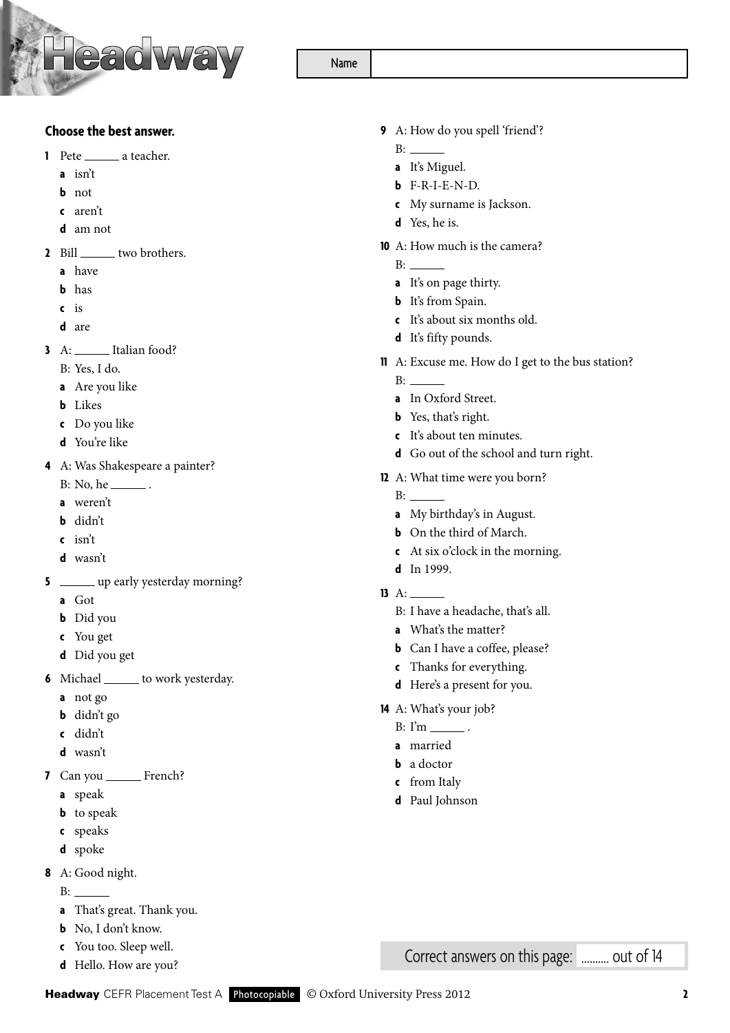Name

**Choose the best answer.**

**1** Pete ______ a teacher.
- **a** isn't
- **b** not
- **c** aren't
- **d** am not

**2** Bill ______ two brothers.
- **a** have
- **b** has
- **c** is
- **d** are

**3** A: ______ Italian food?
B: Yes, I do.
- **a** Are you like
- **b** Likes
- **c** Do you like
- **d** You're like

**4** A: Was Shakespeare a painter?
B: No, he ______ .
- **a** weren't
- **b** didn't
- **c** isn't
- **d** wasn't

**5** ______ up early yesterday morning?
- **a** Got
- **b** Did you
- **c** You get
- **d** Did you get

**6** Michael ______ to work yesterday.
- **a** not go
- **b** didn't go
- **c** didn't
- **d** wasn't

**7** Can you ______ French?
- **a** speak
- **b** to speak
- **c** speaks
- **d** spoke

**8** A: Good night.
B: ______
- **a** That's great. Thank you.
- **b** No, I don't know.
- **c** You too. Sleep well.
- **d** Hello. How are you?

**9** A: How do you spell 'friend'?
B: ______
- **a** It's Miguel.
- **b** F-R-I-E-N-D.
- **c** My surname is Jackson.
- **d** Yes, he is.

**10** A: How much is the camera?
B: ______
- **a** It's on page thirty.
- **b** It's from Spain.
- **c** It's about six months old.
- **d** It's fifty pounds.

**11** A: Excuse me. How do I get to the bus station?
B: ______
- **a** In Oxford Street.
- **b** Yes, that's right.
- **c** It's about ten minutes.
- **d** Go out of the school and turn right.

**12** A: What time were you born?
B: ______
- **a** My birthday's in August.
- **b** On the third of March.
- **c** At six o'clock in the morning.
- **d** In 1999.

**13** A: ______
B: I have a headache, that's all.
- **a** What's the matter?
- **b** Can I have a coffee, please?
- **c** Thanks for everything.
- **d** Here's a present for you.

**14** A: What's your job?
B: I'm ______ .
- **a** married
- **b** a doctor
- **c** from Italy
- **d** Paul Johnson

Correct answers on this page: .......... out of 14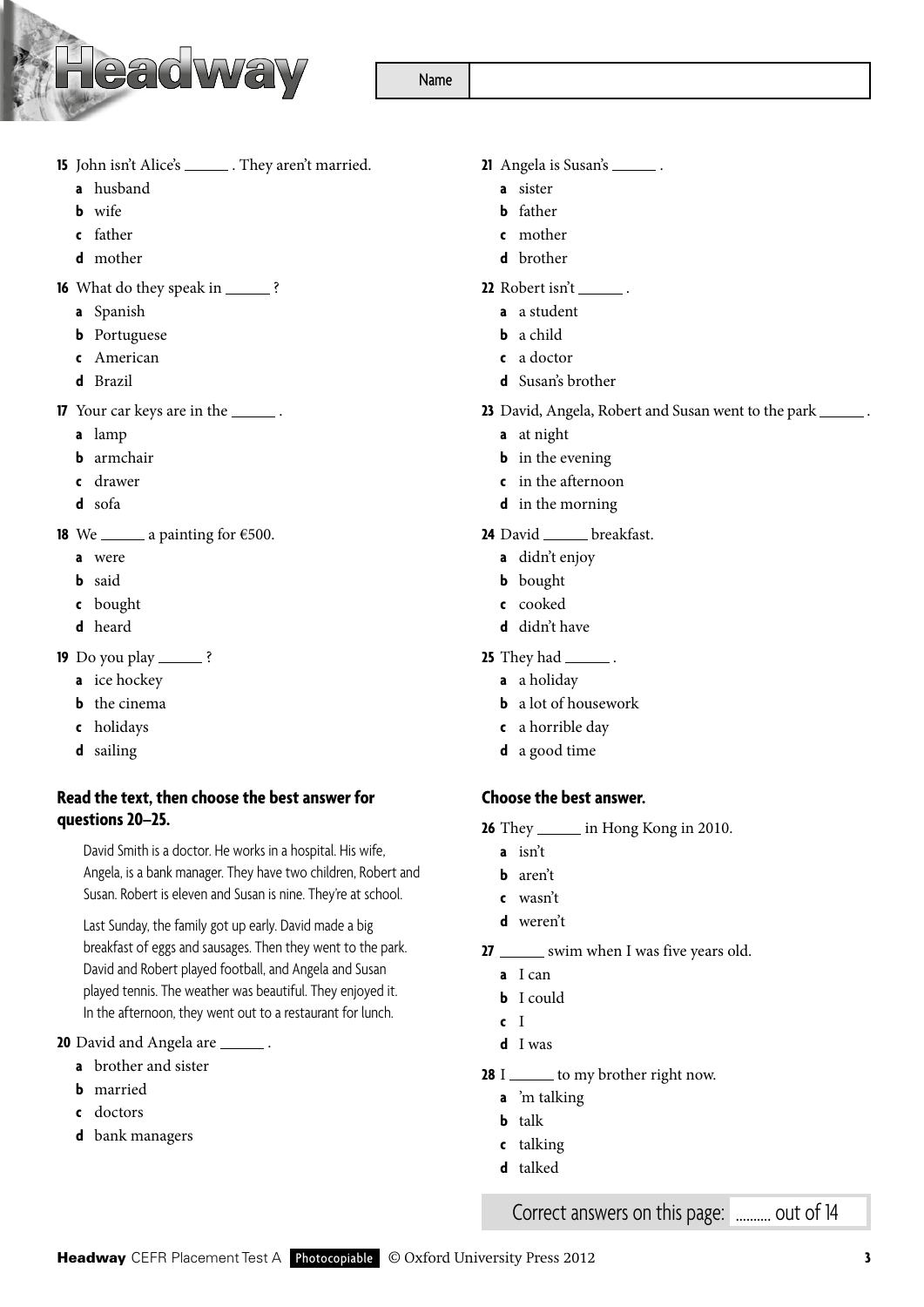Name

15 John isn't Alice's ______ . They aren't married.

- **a** husband
- **b** wife
- **c** father
- **d** mother

16 What do they speak in ______ ?

- **a** Spanish
- **b** Portuguese
- **c** American
- **d** Brazil

17 Your car keys are in the ______ .

- **a** lamp
- **b** armchair
- **c** drawer
- **d** sofa

18 We ______ a painting for €500.

- **a** were
- **b** said
- **c** bought
- **d** heard

19 Do you play ______ ?

- **a** ice hockey
- **b** the cinema
- **c** holidays
- **d** sailing

## Read the text, then choose the best answer for questions 20–25.

David Smith is a doctor. He works in a hospital. His wife, Angela, is a bank manager. They have two children, Robert and Susan. Robert is eleven and Susan is nine. They're at school.

Last Sunday, the family got up early. David made a big breakfast of eggs and sausages. Then they went to the park. David and Robert played football, and Angela and Susan played tennis. The weather was beautiful. They enjoyed it. In the afternoon, they went out to a restaurant for lunch.

20 David and Angela are ______ .

- **a** brother and sister
- **b** married
- **c** doctors
- **d** bank managers

21 Angela is Susan's ______ .

- **a** sister
- **b** father
- **c** mother
- **d** brother

22 Robert isn't ______ .

- **a** a student
- **b** a child
- **c** a doctor
- **d** Susan's brother

23 David, Angela, Robert and Susan went to the park ______ .

- **a** at night
- **b** in the evening
- **c** in the afternoon
- **d** in the morning

24 David ______ breakfast.

- **a** didn't enjoy
- **b** bought
- **c** cooked
- **d** didn't have

25 They had ______ .

- **a** a holiday
- **b** a lot of housework
- **c** a horrible day
- **d** a good time

## Choose the best answer.

26 They ______ in Hong Kong in 2010.

- **a** isn't
- **b** aren't
- **c** wasn't
- **d** weren't

27 ______ swim when I was five years old.

- **a** I can
- **b** I could
- **c** I
- **d** I was

28 I ______ to my brother right now.

- **a** 'm talking
- **b** talk
- **c** talking
- **d** talked

Correct answers on this page: ......... out of 14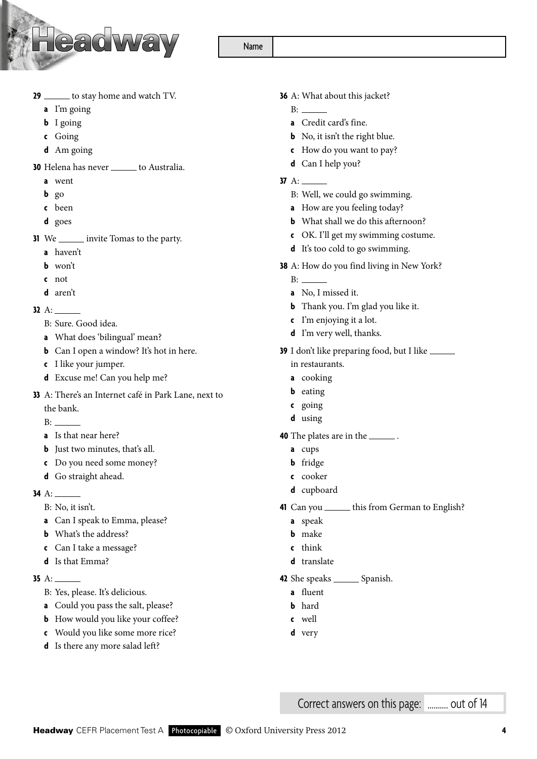Name

**29** ______ to stay home and watch TV.

- **a** I'm going
- **b** I going
- **c** Going
- **d** Am going

**30** Helena has never ______ to Australia.

- **a** went
- **b** go
- **c** been
- **d** goes

**31** We ______ invite Tomas to the party.

- **a** haven't
- **b** won't
- **c** not
- **d** aren't

**32** A: ______

B: Sure. Good idea.

- **a** What does 'bilingual' mean?
- **b** Can I open a window? It's hot in here.
- **c** I like your jumper.
- **d** Excuse me! Can you help me?

**33** A: There's an Internet café in Park Lane, next to the bank.

B: ______

- **a** Is that near here?
- **b** Just two minutes, that's all.
- **c** Do you need some money?
- **d** Go straight ahead.

**34** A: ______

B: No, it isn't.

- **a** Can I speak to Emma, please?
- **b** What's the address?
- **c** Can I take a message?
- **d** Is that Emma?

**35** A: ______

B: Yes, please. It's delicious.

- **a** Could you pass the salt, please?
- **b** How would you like your coffee?
- **c** Would you like some more rice?
- **d** Is there any more salad left?

**36** A: What about this jacket?

B: ______

- **a** Credit card's fine.
- **b** No, it isn't the right blue.
- **c** How do you want to pay?
- **d** Can I help you?

**37** A: ______

B: Well, we could go swimming.

- **a** How are you feeling today?
- **b** What shall we do this afternoon?
- **c** OK. I'll get my swimming costume.
- **d** It's too cold to go swimming.

**38** A: How do you find living in New York?

B: ______

- **a** No, I missed it.
- **b** Thank you. I'm glad you like it.
- **c** I'm enjoying it a lot.
- **d** I'm very well, thanks.

**39** I don't like preparing food, but I like ______ in restaurants.

- **a** cooking
- **b** eating
- **c** going
- **d** using

**40** The plates are in the ______ .

- **a** cups
- **b** fridge
- **c** cooker
- **d** cupboard

**41** Can you ______ this from German to English?

- **a** speak
- **b** make
- **c** think
- **d** translate

**42** She speaks ______ Spanish.

- **a** fluent
- **b** hard
- **c** well
- **d** very

Correct answers on this page: ......... out of 14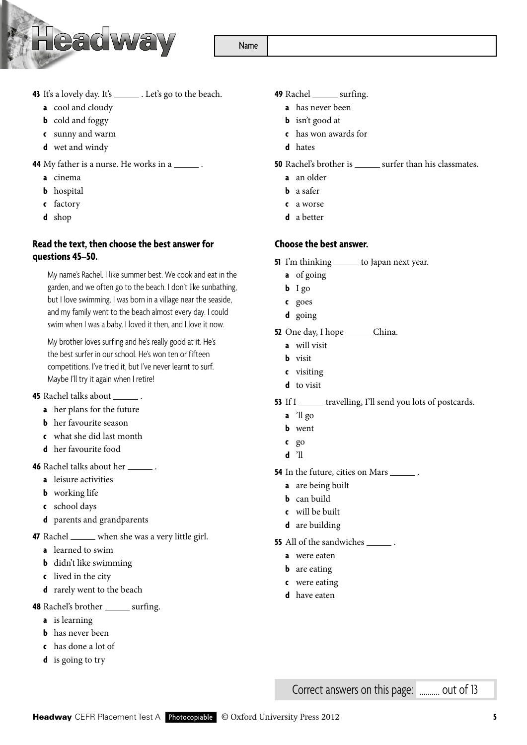Name

**43** It's a lovely day. It's ______ . Let's go to the beach.

- **a** cool and cloudy
- **b** cold and foggy
- **c** sunny and warm
- **d** wet and windy

**44** My father is a nurse. He works in a ______ .

- **a** cinema
- **b** hospital
- **c** factory
- **d** shop

**Read the text, then choose the best answer for questions 45–50.**

> My name's Rachel. I like summer best. We cook and eat in the garden, and we often go to the beach. I don't like sunbathing, but I love swimming. I was born in a village near the seaside, and my family went to the beach almost every day. I could swim when I was a baby. I loved it then, and I love it now.
>
> My brother loves surfing and he's really good at it. He's the best surfer in our school. He's won ten or fifteen competitions. I've tried it, but I've never learnt to surf. Maybe I'll try it again when I retire!

**45** Rachel talks about ______ .

- **a** her plans for the future
- **b** her favourite season
- **c** what she did last month
- **d** her favourite food

**46** Rachel talks about her ______ .

- **a** leisure activities
- **b** working life
- **c** school days
- **d** parents and grandparents

**47** Rachel ______ when she was a very little girl.

- **a** learned to swim
- **b** didn't like swimming
- **c** lived in the city
- **d** rarely went to the beach

**48** Rachel's brother ______ surfing.

- **a** is learning
- **b** has never been
- **c** has done a lot of
- **d** is going to try

**49** Rachel ______ surfing.

- **a** has never been
- **b** isn't good at
- **c** has won awards for
- **d** hates

**50** Rachel's brother is ______ surfer than his classmates.

- **a** an older
- **b** a safer
- **c** a worse
- **d** a better

**Choose the best answer.**

**51** I'm thinking ______ to Japan next year.

- **a** of going
- **b** I go
- **c** goes
- **d** going

**52** One day, I hope ______ China.

- **a** will visit
- **b** visit
- **c** visiting
- **d** to visit

**53** If I ______ travelling, I'll send you lots of postcards.

- **a** 'll go
- **b** went
- **c** go
- **d** 'll

**54** In the future, cities on Mars ______ .

- **a** are being built
- **b** can build
- **c** will be built
- **d** are building

**55** All of the sandwiches ______ .

- **a** were eaten
- **b** are eating
- **c** were eating
- **d** have eaten

Correct answers on this page: ......... out of 13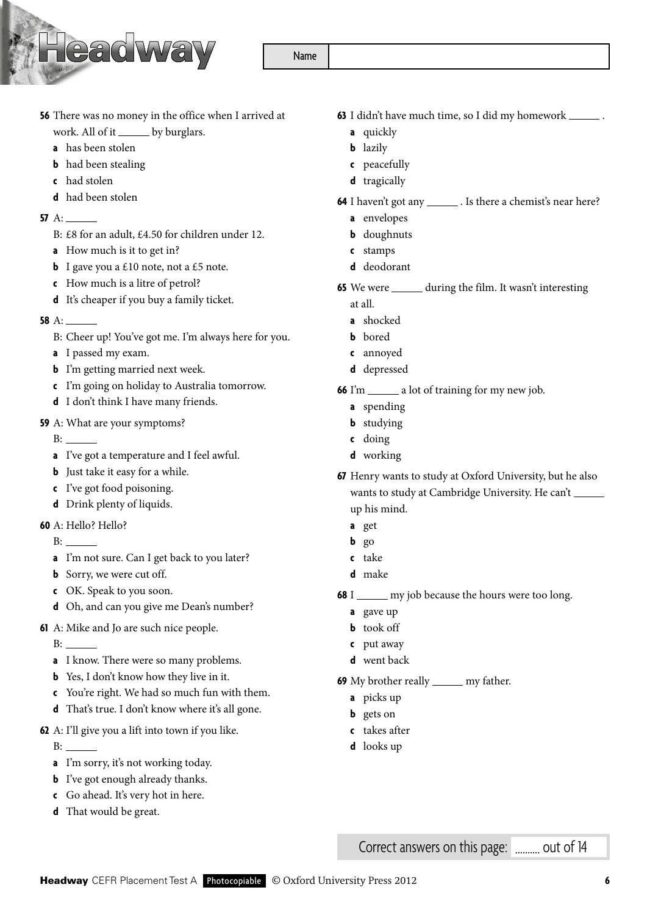Name

**56** There was no money in the office when I arrived at work. All of it ______ by burglars.

- **a** has been stolen
- **b** had been stealing
- **c** had stolen
- **d** had been stolen

**57** A: ______

B: £8 for an adult, £4.50 for children under 12.

- **a** How much is it to get in?
- **b** I gave you a £10 note, not a £5 note.
- **c** How much is a litre of petrol?
- **d** It's cheaper if you buy a family ticket.

**58** A: ______

B: Cheer up! You've got me. I'm always here for you.

- **a** I passed my exam.
- **b** I'm getting married next week.
- **c** I'm going on holiday to Australia tomorrow.
- **d** I don't think I have many friends.

**59** A: What are your symptoms?

B: ______

- **a** I've got a temperature and I feel awful.
- **b** Just take it easy for a while.
- **c** I've got food poisoning.
- **d** Drink plenty of liquids.

**60** A: Hello? Hello?

B: ______

- **a** I'm not sure. Can I get back to you later?
- **b** Sorry, we were cut off.
- **c** OK. Speak to you soon.
- **d** Oh, and can you give me Dean's number?

**61** A: Mike and Jo are such nice people.

B: ______

- **a** I know. There were so many problems.
- **b** Yes, I don't know how they live in it.
- **c** You're right. We had so much fun with them.
- **d** That's true. I don't know where it's all gone.

**62** A: I'll give you a lift into town if you like.

B: ______

- **a** I'm sorry, it's not working today.
- **b** I've got enough already thanks.
- **c** Go ahead. It's very hot in here.
- **d** That would be great.

**63** I didn't have much time, so I did my homework ______ .

- **a** quickly
- **b** lazily
- **c** peacefully
- **d** tragically

**64** I haven't got any ______ . Is there a chemist's near here?

- **a** envelopes
- **b** doughnuts
- **c** stamps
- **d** deodorant

**65** We were ______ during the film. It wasn't interesting at all.

- **a** shocked
- **b** bored
- **c** annoyed
- **d** depressed

**66** I'm ______ a lot of training for my new job.

- **a** spending
- **b** studying
- **c** doing
- **d** working

**67** Henry wants to study at Oxford University, but he also wants to study at Cambridge University. He can't ______ up his mind.

- **a** get
- **b** go
- **c** take
- **d** make

**68** I ______ my job because the hours were too long.

- **a** gave up
- **b** took off
- **c** put away
- **d** went back

**69** My brother really ______ my father.

- **a** picks up
- **b** gets on
- **c** takes after
- **d** looks up

Correct answers on this page: ......... out of 14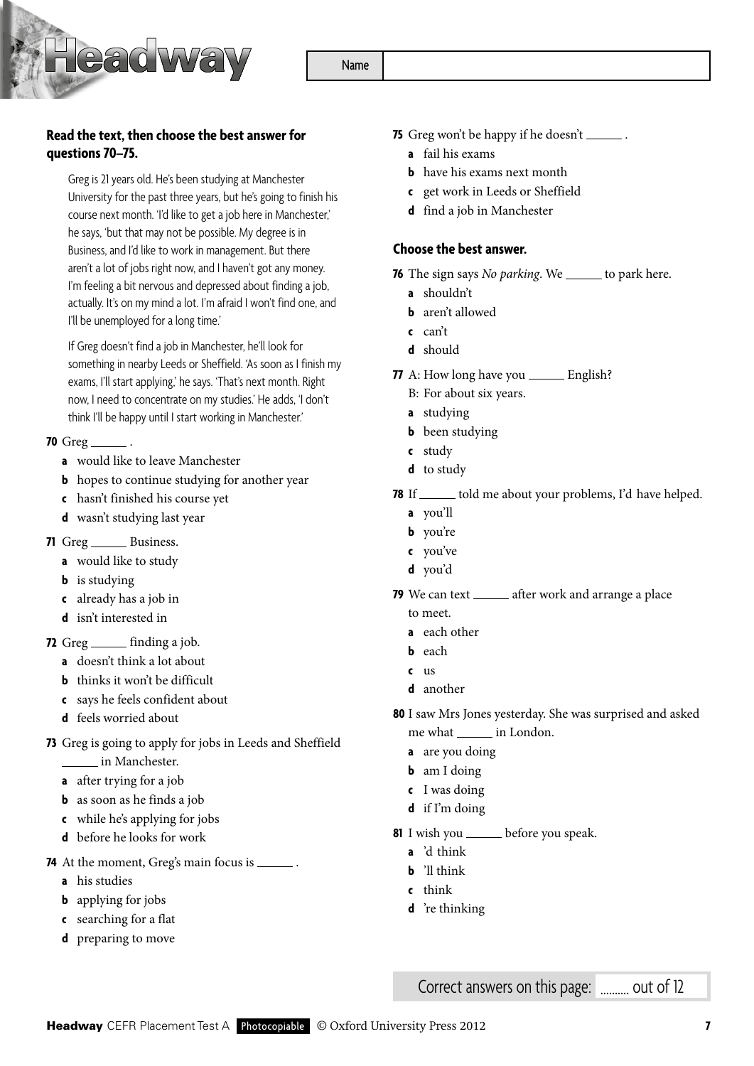Name

**Read the text, then choose the best answer for questions 70–75.**

Greg is 21 years old. He's been studying at Manchester University for the past three years, but he's going to finish his course next month. 'I'd like to get a job here in Manchester,' he says, 'but that may not be possible. My degree is in Business, and I'd like to work in management. But there aren't a lot of jobs right now, and I haven't got any money. I'm feeling a bit nervous and depressed about finding a job, actually. It's on my mind a lot. I'm afraid I won't find one, and I'll be unemployed for a long time.'

If Greg doesn't find a job in Manchester, he'll look for something in nearby Leeds or Sheffield. 'As soon as I finish my exams, I'll start applying,' he says. 'That's next month. Right now, I need to concentrate on my studies.' He adds, 'I don't think I'll be happy until I start working in Manchester.'

**70** Greg ______ .
- **a** would like to leave Manchester
- **b** hopes to continue studying for another year
- **c** hasn't finished his course yet
- **d** wasn't studying last year

**71** Greg ______ Business.
- **a** would like to study
- **b** is studying
- **c** already has a job in
- **d** isn't interested in

**72** Greg ______ finding a job.
- **a** doesn't think a lot about
- **b** thinks it won't be difficult
- **c** says he feels confident about
- **d** feels worried about

**73** Greg is going to apply for jobs in Leeds and Sheffield ______ in Manchester.
- **a** after trying for a job
- **b** as soon as he finds a job
- **c** while he's applying for jobs
- **d** before he looks for work

**74** At the moment, Greg's main focus is ______ .
- **a** his studies
- **b** applying for jobs
- **c** searching for a flat
- **d** preparing to move

**75** Greg won't be happy if he doesn't ______ .
- **a** fail his exams
- **b** have his exams next month
- **c** get work in Leeds or Sheffield
- **d** find a job in Manchester

**Choose the best answer.**

**76** The sign says *No parking*. We ______ to park here.
- **a** shouldn't
- **b** aren't allowed
- **c** can't
- **d** should

**77** A: How long have you ______ English?
B: For about six years.
- **a** studying
- **b** been studying
- **c** study
- **d** to study

**78** If ______ told me about your problems, I'd have helped.
- **a** you'll
- **b** you're
- **c** you've
- **d** you'd

**79** We can text ______ after work and arrange a place to meet.
- **a** each other
- **b** each
- **c** us
- **d** another

**80** I saw Mrs Jones yesterday. She was surprised and asked me what ______ in London.
- **a** are you doing
- **b** am I doing
- **c** I was doing
- **d** if I'm doing

**81** I wish you ______ before you speak.
- **a** 'd think
- **b** 'll think
- **c** think
- **d** 're thinking

Correct answers on this page: ......... out of 12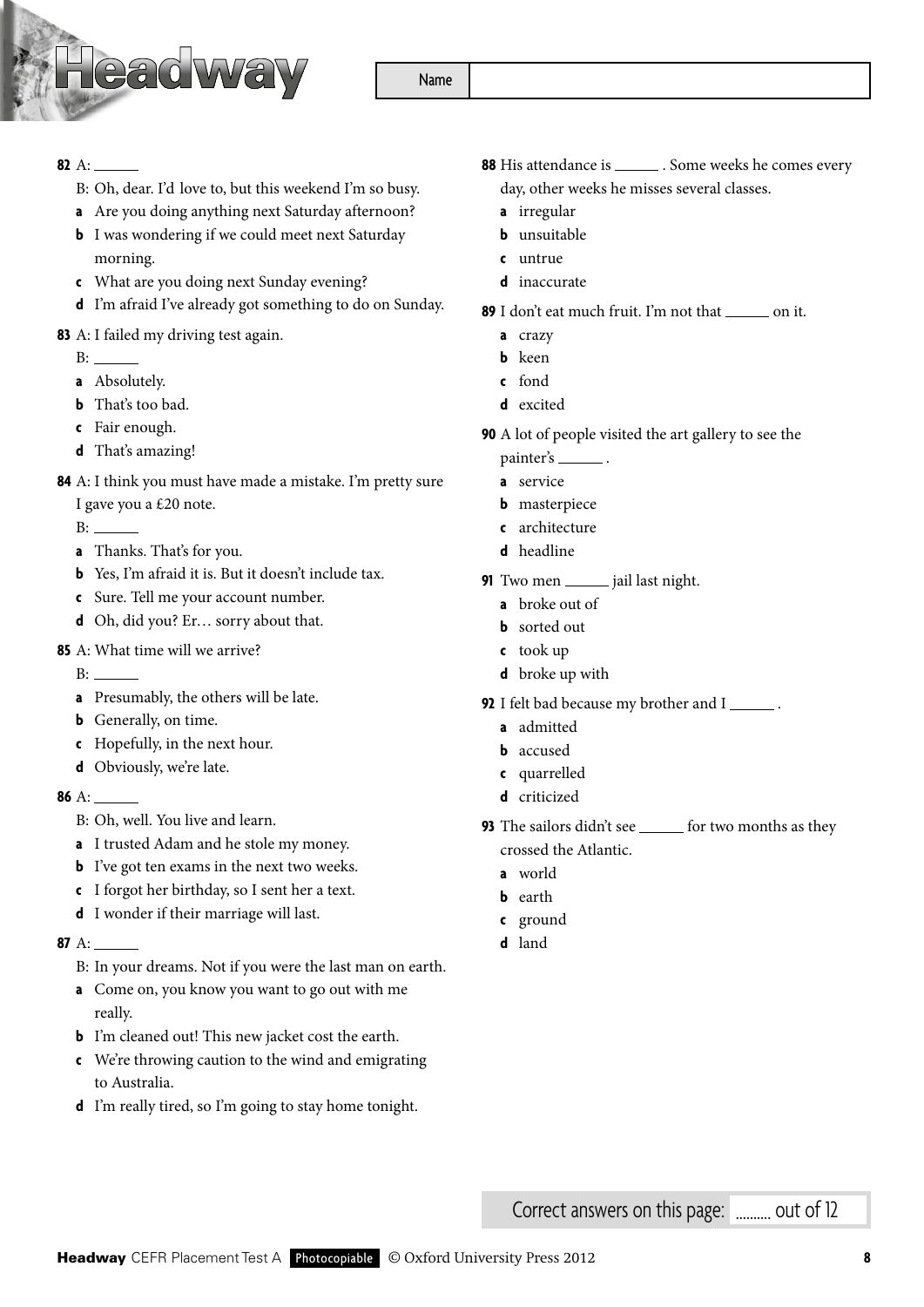Name

**82** A: ______

B: Oh, dear. I'd love to, but this weekend I'm so busy.

- **a** Are you doing anything next Saturday afternoon?
- **b** I was wondering if we could meet next Saturday morning.
- **c** What are you doing next Sunday evening?
- **d** I'm afraid I've already got something to do on Sunday.

**83** A: I failed my driving test again.

B: ______

- **a** Absolutely.
- **b** That's too bad.
- **c** Fair enough.
- **d** That's amazing!

**84** A: I think you must have made a mistake. I'm pretty sure I gave you a £20 note.

B: ______

- **a** Thanks. That's for you.
- **b** Yes, I'm afraid it is. But it doesn't include tax.
- **c** Sure. Tell me your account number.
- **d** Oh, did you? Er… sorry about that.

**85** A: What time will we arrive?

B: ______

- **a** Presumably, the others will be late.
- **b** Generally, on time.
- **c** Hopefully, in the next hour.
- **d** Obviously, we're late.

**86** A: ______

B: Oh, well. You live and learn.

- **a** I trusted Adam and he stole my money.
- **b** I've got ten exams in the next two weeks.
- **c** I forgot her birthday, so I sent her a text.
- **d** I wonder if their marriage will last.

**87** A: ______

B: In your dreams. Not if you were the last man on earth.

- **a** Come on, you know you want to go out with me really.
- **b** I'm cleaned out! This new jacket cost the earth.
- **c** We're throwing caution to the wind and emigrating to Australia.
- **d** I'm really tired, so I'm going to stay home tonight.

**88** His attendance is ______ . Some weeks he comes every day, other weeks he misses several classes.

- **a** irregular
- **b** unsuitable
- **c** untrue
- **d** inaccurate

**89** I don't eat much fruit. I'm not that ______ on it.

- **a** crazy
- **b** keen
- **c** fond
- **d** excited

**90** A lot of people visited the art gallery to see the painter's ______ .

- **a** service
- **b** masterpiece
- **c** architecture
- **d** headline

**91** Two men ______ jail last night.

- **a** broke out of
- **b** sorted out
- **c** took up
- **d** broke up with

**92** I felt bad because my brother and I ______ .

- **a** admitted
- **b** accused
- **c** quarrelled
- **d** criticized

**93** The sailors didn't see ______ for two months as they crossed the Atlantic.

- **a** world
- **b** earth
- **c** ground
- **d** land

Correct answers on this page: .......... out of 12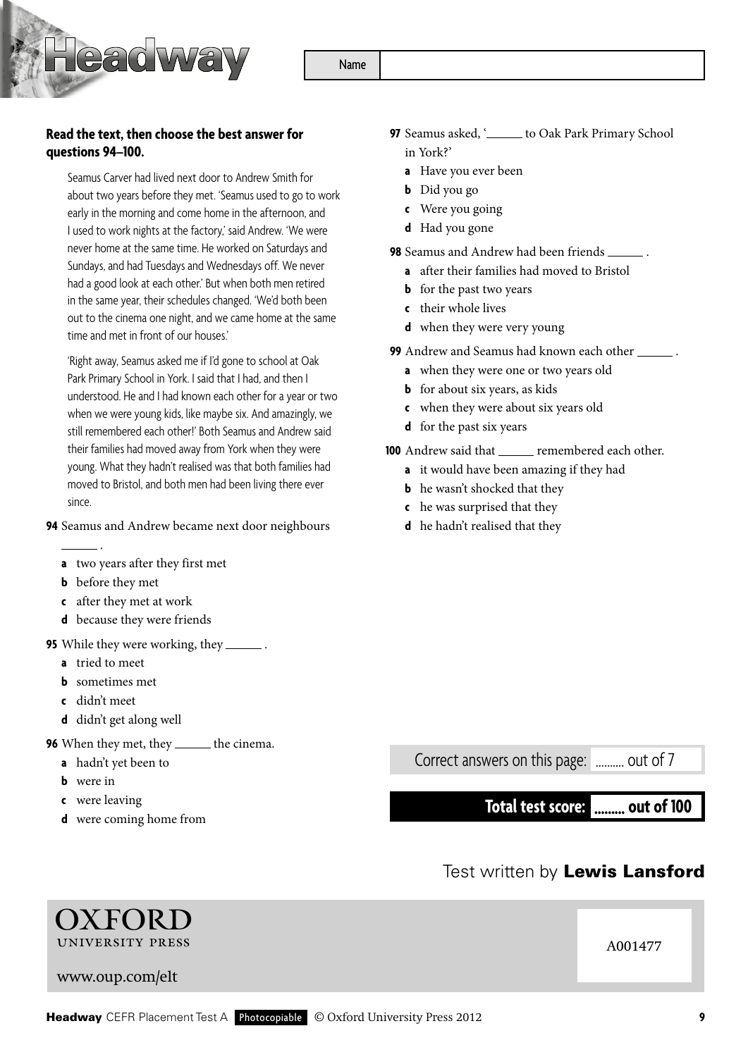Name

**Read the text, then choose the best answer for questions 94–100.**

Seamus Carver had lived next door to Andrew Smith for about two years before they met. 'Seamus used to go to work early in the morning and come home in the afternoon, and I used to work nights at the factory,' said Andrew. 'We were never home at the same time. He worked on Saturdays and Sundays, and had Tuesdays and Wednesdays off. We never had a good look at each other.' But when both men retired in the same year, their schedules changed. 'We'd both been out to the cinema one night, and we came home at the same time and met in front of our houses.'

'Right away, Seamus asked me if I'd gone to school at Oak Park Primary School in York. I said that I had, and then I understood. He and I had known each other for a year or two when we were young kids, like maybe six. And amazingly, we still remembered each other!' Both Seamus and Andrew said their families had moved away from York when they were young. What they hadn't realised was that both families had moved to Bristol, and both men had been living there ever since.

**94** Seamus and Andrew became next door neighbours ______ .

- **a** two years after they first met
- **b** before they met
- **c** after they met at work
- **d** because they were friends

**95** While they were working, they ______ .

- **a** tried to meet
- **b** sometimes met
- **c** didn't meet
- **d** didn't get along well

**96** When they met, they ______ the cinema.

- **a** hadn't yet been to
- **b** were in
- **c** were leaving
- **d** were coming home from

**97** Seamus asked, '______ to Oak Park Primary School in York?'

- **a** Have you ever been
- **b** Did you go
- **c** Were you going
- **d** Had you gone

**98** Seamus and Andrew had been friends ______ .

- **a** after their families had moved to Bristol
- **b** for the past two years
- **c** their whole lives
- **d** when they were very young

**99** Andrew and Seamus had known each other ______ .

- **a** when they were one or two years old
- **b** for about six years, as kids
- **c** when they were about six years old
- **d** for the past six years

**100** Andrew said that ______ remembered each other.

- **a** it would have been amazing if they had
- **b** he wasn't shocked that they
- **c** he was surprised that they
- **d** he hadn't realised that they

Correct answers on this page: ......... out of 7

**Total test score: ......... out of 100**

Test written by **Lewis Lansford**

OXFORD UNIVERSITY PRESS

www.oup.com/elt

A001477

**Headway** CEFR Placement Test A Photocopiable © Oxford University Press 2012